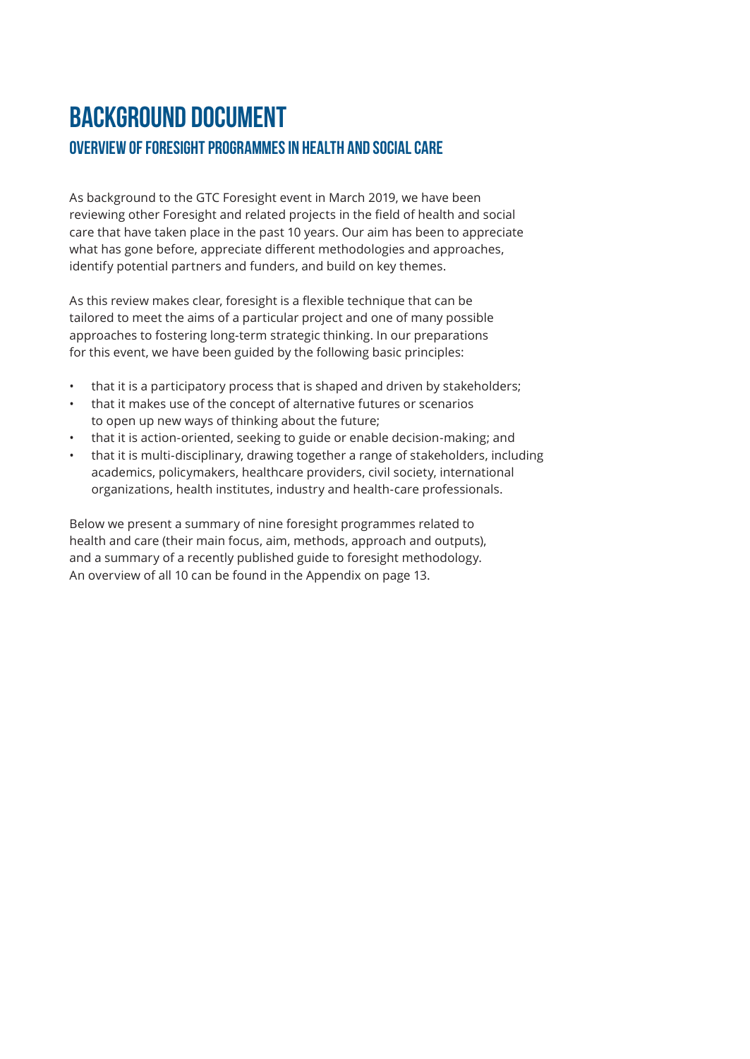# BACKGROUND DOCUMENT

## OVERVIEW OF FORESIGHT PROGRAMMES IN HEALTH AND SOCIAL CARE

As background to the GTC Foresight event in March 2019, we have been reviewing other Foresight and related projects in the field of health and social care that have taken place in the past 10 years. Our aim has been to appreciate what has gone before, appreciate different methodologies and approaches, identify potential partners and funders, and build on key themes.

As this review makes clear, foresight is a flexible technique that can be tailored to meet the aims of a particular project and one of many possible approaches to fostering long-term strategic thinking. In our preparations for this event, we have been guided by the following basic principles:

- that it is a participatory process that is shaped and driven by stakeholders;
- that it makes use of the concept of alternative futures or scenarios to open up new ways of thinking about the future;
- that it is action-oriented, seeking to guide or enable decision-making; and
- that it is multi-disciplinary, drawing together a range of stakeholders, including academics, policymakers, healthcare providers, civil society, international organizations, health institutes, industry and health-care professionals.

Below we present a summary of nine foresight programmes related to health and care (their main focus, aim, methods, approach and outputs), and a summary of a recently published guide to foresight methodology. An overview of all 10 can be found in the Appendix on page 13.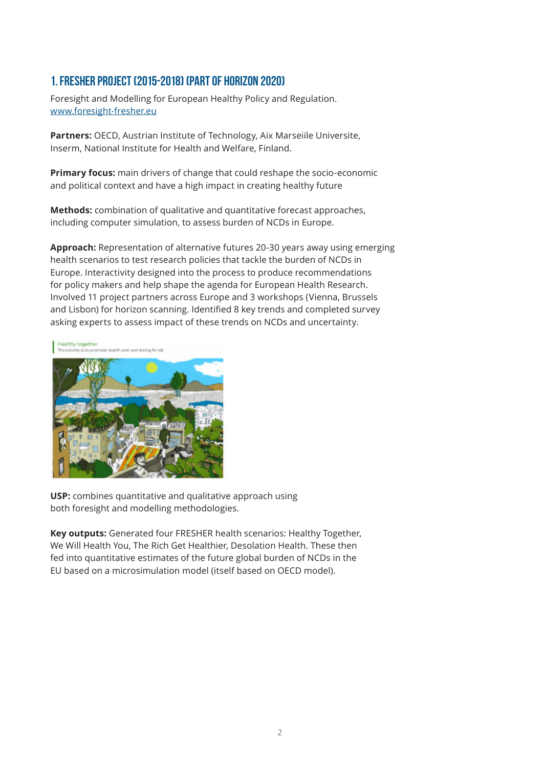## 1. FRESHER PROJECT (2015-2018) (PART OF HORIZON 2020)

Foresight and Modelling for European Healthy Policy and Regulation.
www.foresight-fresher.eu

**Partners:** OECD, Austrian Institute of Technology, Aix Marseiile Universite, Inserm, National Institute for Health and Welfare, Finland.

**Primary focus:** main drivers of change that could reshape the socio-economic and political context and have a high impact in creating healthy future

**Methods:** combination of qualitative and quantitative forecast approaches, including computer simulation, to assess burden of NCDs in Europe.

**Approach:** Representation of alternative futures 20-30 years away using emerging health scenarios to test research policies that tackle the burden of NCDs in Europe. Interactivity designed into the process to produce recommendations for policy makers and help shape the agenda for European Health Research. Involved 11 project partners across Europe and 3 workshops (Vienna, Brussels and Lisbon) for horizon scanning. Identified 8 key trends and completed survey asking experts to assess impact of these trends on NCDs and uncertainty.

Healthy together
The priority is to promote health and well-being for all.

**USP:** combines quantitative and qualitative approach using both foresight and modelling methodologies.

**Key outputs:** Generated four FRESHER health scenarios: Healthy Together, We Will Health You, The Rich Get Healthier, Desolation Health. These then fed into quantitative estimates of the future global burden of NCDs in the EU based on a microsimulation model (itself based on OECD model).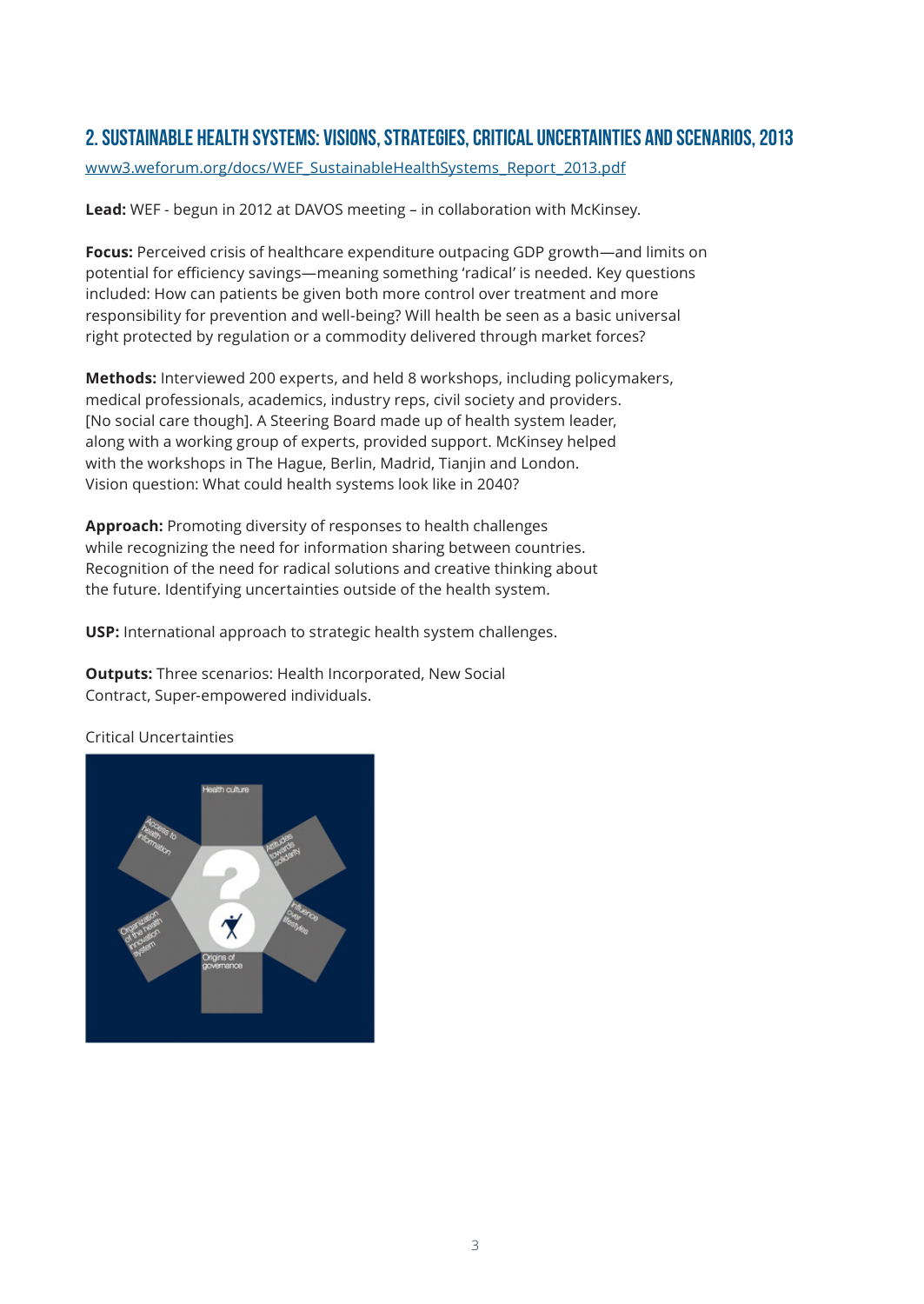## 2. SUSTAINABLE HEALTH SYSTEMS: VISIONS, STRATEGIES, CRITICAL UNCERTAINTIES AND SCENARIOS, 2013

www3.weforum.org/docs/WEF_SustainableHealthSystems_Report_2013.pdf

**Lead:** WEF - begun in 2012 at DAVOS meeting – in collaboration with McKinsey.

**Focus:** Perceived crisis of healthcare expenditure outpacing GDP growth—and limits on potential for efficiency savings—meaning something 'radical' is needed. Key questions included: How can patients be given both more control over treatment and more responsibility for prevention and well-being? Will health be seen as a basic universal right protected by regulation or a commodity delivered through market forces?

**Methods:** Interviewed 200 experts, and held 8 workshops, including policymakers, medical professionals, academics, industry reps, civil society and providers. [No social care though]. A Steering Board made up of health system leader, along with a working group of experts, provided support. McKinsey helped with the workshops in The Hague, Berlin, Madrid, Tianjin and London. Vision question: What could health systems look like in 2040?

**Approach:** Promoting diversity of responses to health challenges while recognizing the need for information sharing between countries. Recognition of the need for radical solutions and creative thinking about the future. Identifying uncertainties outside of the health system.

**USP:** International approach to strategic health system challenges.

**Outputs:** Three scenarios: Health Incorporated, New Social Contract, Super-empowered individuals.

Critical Uncertainties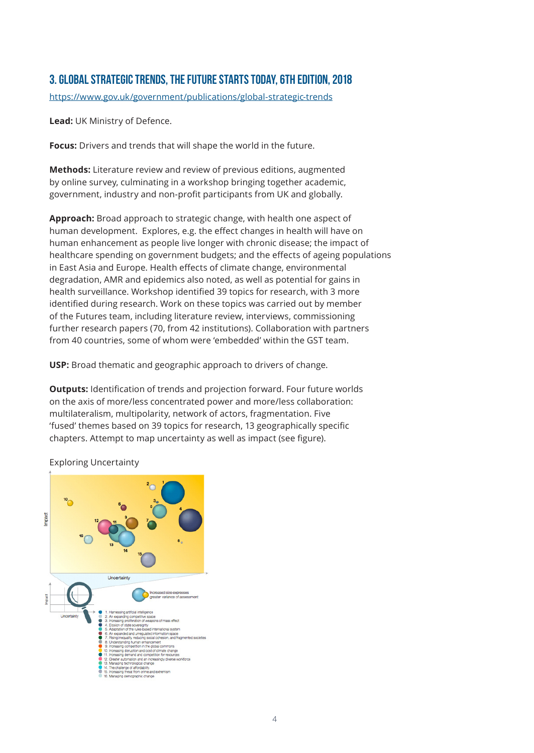## 3. GLOBAL STRATEGIC TRENDS, THE FUTURE STARTS TODAY, 6TH EDITION, 2018

https://www.gov.uk/government/publications/global-strategic-trends

**Lead:** UK Ministry of Defence.

**Focus:** Drivers and trends that will shape the world in the future.

**Methods:** Literature review and review of previous editions, augmented by online survey, culminating in a workshop bringing together academic, government, industry and non-profit participants from UK and globally.

**Approach:** Broad approach to strategic change, with health one aspect of human development. Explores, e.g. the effect changes in health will have on human enhancement as people live longer with chronic disease; the impact of healthcare spending on government budgets; and the effects of ageing populations in East Asia and Europe. Health effects of climate change, environmental degradation, AMR and epidemics also noted, as well as potential for gains in health surveillance. Workshop identified 39 topics for research, with 3 more identified during research. Work on these topics was carried out by member of the Futures team, including literature review, interviews, commissioning further research papers (70, from 42 institutions). Collaboration with partners from 40 countries, some of whom were 'embedded' within the GST team.

**USP:** Broad thematic and geographic approach to drivers of change.

**Outputs:** Identification of trends and projection forward. Four future worlds on the axis of more/less concentrated power and more/less collaboration: multilateralism, multipolarity, network of actors, fragmentation. Five 'fused' themes based on 39 topics for research, 13 geographically specific chapters. Attempt to map uncertainty as well as impact (see figure).

Exploring Uncertainty

Impact

Uncertainty

Increased size expresses greater variance of assessment

1. Harnessing artificial intelligence
2. An expanding competitive space
3. Increasing proliferation of weapons of mass effect
4. Erosion of state sovereignty
5. Adaptation of the rules based international system
6. An expanded and unregulated information space
7. Rising inequality, reducing social cohesion, and fragmented societies
8. Understanding human enhancement
9. Increasing competition in the global commons
10. Increasing disruption and cost of climate change
11. Increasing demand and competition for resources
12. Greater automation and an increasingly diverse workforce
13. Managing technological change
14. The challenge of affordability
15. Increasing threat from crime and extremism
16. Managing demographic change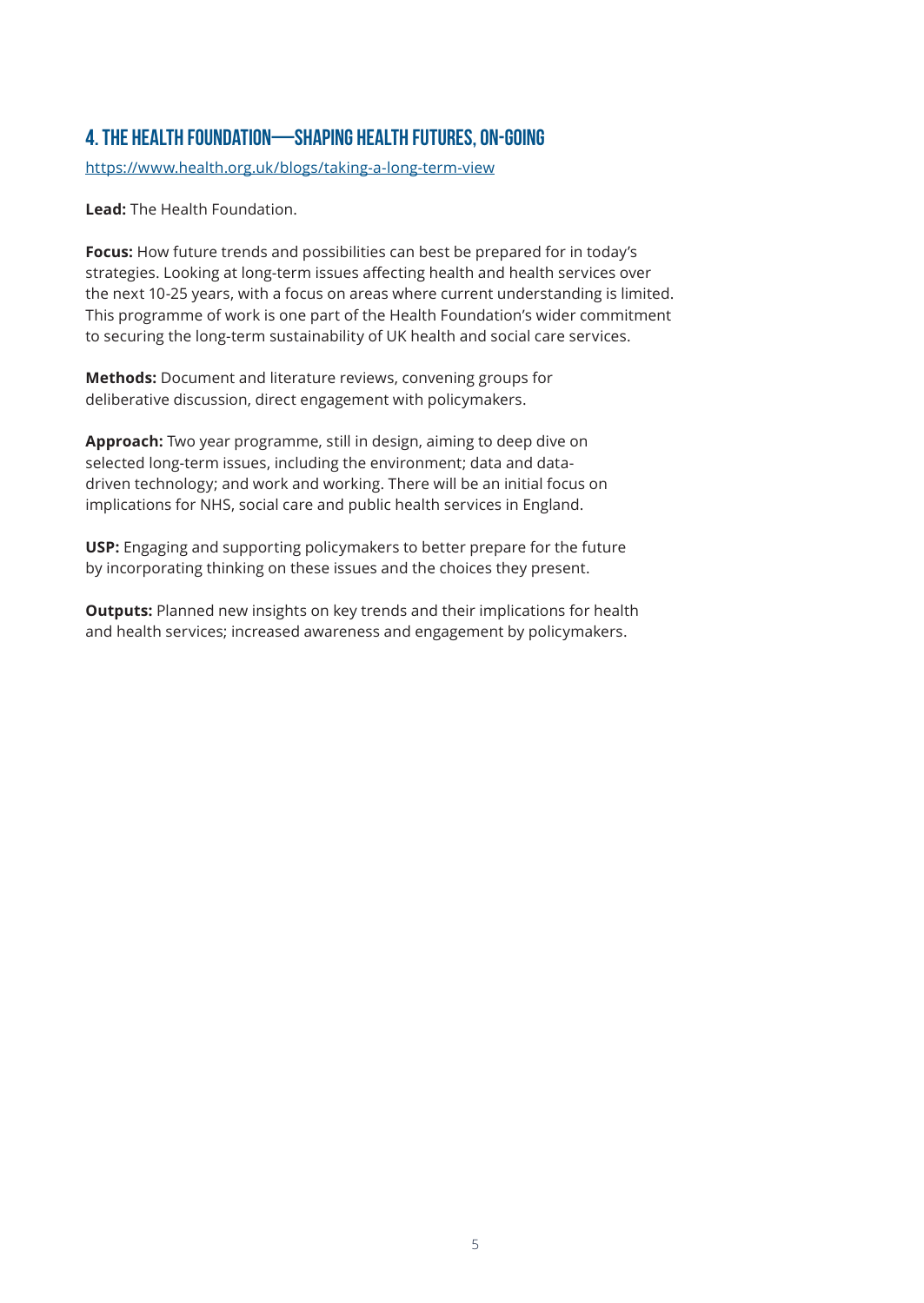## 4. The Health Foundation—Shaping health futures, on-going

https://www.health.org.uk/blogs/taking-a-long-term-view

**Lead:** The Health Foundation.

**Focus:** How future trends and possibilities can best be prepared for in today's strategies. Looking at long-term issues affecting health and health services over the next 10-25 years, with a focus on areas where current understanding is limited. This programme of work is one part of the Health Foundation's wider commitment to securing the long-term sustainability of UK health and social care services.

**Methods:** Document and literature reviews, convening groups for deliberative discussion, direct engagement with policymakers.

**Approach:** Two year programme, still in design, aiming to deep dive on selected long-term issues, including the environment; data and data-driven technology; and work and working. There will be an initial focus on implications for NHS, social care and public health services in England.

**USP:** Engaging and supporting policymakers to better prepare for the future by incorporating thinking on these issues and the choices they present.

**Outputs:** Planned new insights on key trends and their implications for health and health services; increased awareness and engagement by policymakers.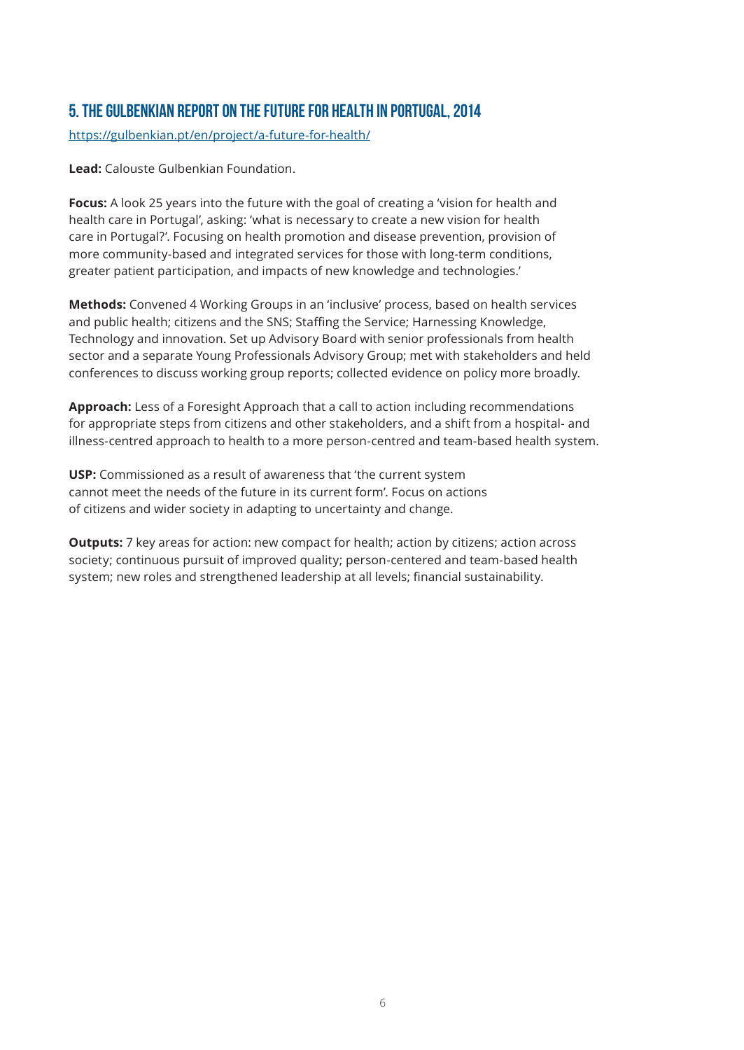## 5. THE GULBENKIAN REPORT ON THE FUTURE FOR HEALTH IN PORTUGAL, 2014

https://gulbenkian.pt/en/project/a-future-for-health/

**Lead:** Calouste Gulbenkian Foundation.

**Focus:** A look 25 years into the future with the goal of creating a 'vision for health and health care in Portugal', asking: 'what is necessary to create a new vision for health care in Portugal?'. Focusing on health promotion and disease prevention, provision of more community-based and integrated services for those with long-term conditions, greater patient participation, and impacts of new knowledge and technologies.'

**Methods:** Convened 4 Working Groups in an 'inclusive' process, based on health services and public health; citizens and the SNS; Staffing the Service; Harnessing Knowledge, Technology and innovation. Set up Advisory Board with senior professionals from health sector and a separate Young Professionals Advisory Group; met with stakeholders and held conferences to discuss working group reports; collected evidence on policy more broadly.

**Approach:** Less of a Foresight Approach that a call to action including recommendations for appropriate steps from citizens and other stakeholders, and a shift from a hospital- and illness-centred approach to health to a more person-centred and team-based health system.

**USP:** Commissioned as a result of awareness that 'the current system cannot meet the needs of the future in its current form'. Focus on actions of citizens and wider society in adapting to uncertainty and change.

**Outputs:** 7 key areas for action: new compact for health; action by citizens; action across society; continuous pursuit of improved quality; person-centered and team-based health system; new roles and strengthened leadership at all levels; financial sustainability.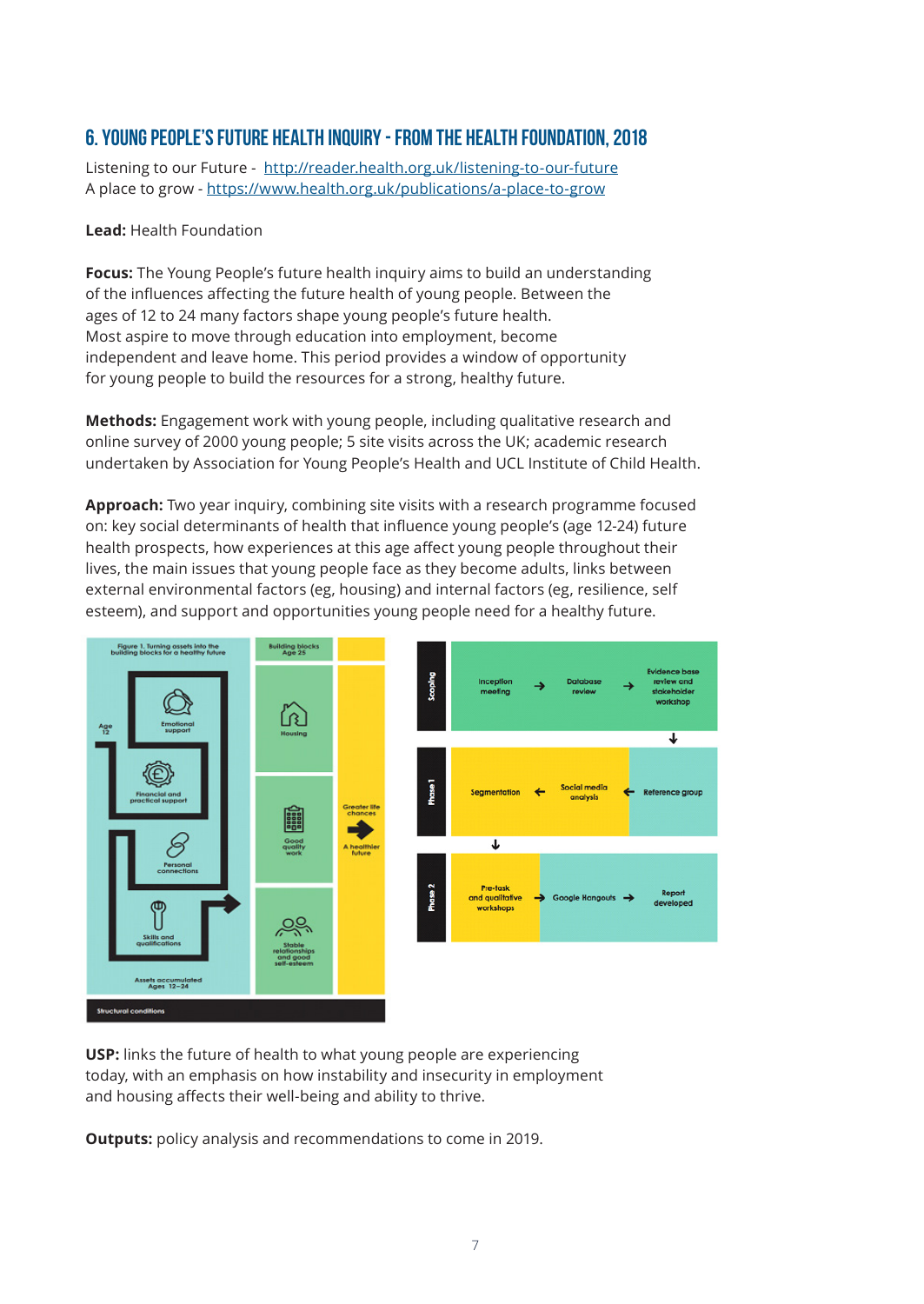## 6. YOUNG PEOPLE'S FUTURE HEALTH INQUIRY - FROM THE HEALTH FOUNDATION, 2018

Listening to our Future - http://reader.health.org.uk/listening-to-our-future
A place to grow - https://www.health.org.uk/publications/a-place-to-grow

**Lead:** Health Foundation

**Focus:** The Young People's future health inquiry aims to build an understanding of the influences affecting the future health of young people. Between the ages of 12 to 24 many factors shape young people's future health. Most aspire to move through education into employment, become independent and leave home. This period provides a window of opportunity for young people to build the resources for a strong, healthy future.

**Methods:** Engagement work with young people, including qualitative research and online survey of 2000 young people; 5 site visits across the UK; academic research undertaken by Association for Young People's Health and UCL Institute of Child Health.

**Approach:** Two year inquiry, combining site visits with a research programme focused on: key social determinants of health that influence young people's (age 12-24) future health prospects, how experiences at this age affect young people throughout their lives, the main issues that young people face as they become adults, links between external environmental factors (eg, housing) and internal factors (eg, resilience, self esteem), and support and opportunities young people need for a healthy future.

**USP:** links the future of health to what young people are experiencing today, with an emphasis on how instability and insecurity in employment and housing affects their well-being and ability to thrive.

**Outputs:** policy analysis and recommendations to come in 2019.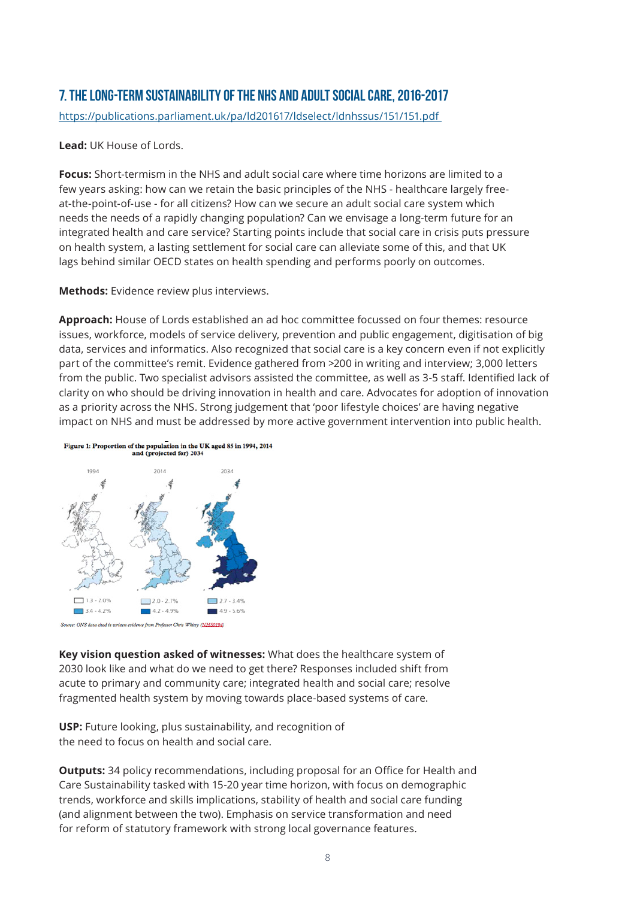## 7. THE LONG-TERM SUSTAINABILITY OF THE NHS AND ADULT SOCIAL CARE, 2016-2017

https://publications.parliament.uk/pa/ld201617/ldselect/ldnhssus/151/151.pdf

**Lead:** UK House of Lords.

**Focus:** Short-termism in the NHS and adult social care where time horizons are limited to a few years asking: how can we retain the basic principles of the NHS - healthcare largely free-at-the-point-of-use - for all citizens? How can we secure an adult social care system which needs the needs of a rapidly changing population? Can we envisage a long-term future for an integrated health and care service? Starting points include that social care in crisis puts pressure on health system, a lasting settlement for social care can alleviate some of this, and that UK lags behind similar OECD states on health spending and performs poorly on outcomes.

**Methods:** Evidence review plus interviews.

**Approach:** House of Lords established an ad hoc committee focussed on four themes: resource issues, workforce, models of service delivery, prevention and public engagement, digitisation of big data, services and informatics. Also recognized that social care is a key concern even if not explicitly part of the committee's remit. Evidence gathered from >200 in writing and interview; 3,000 letters from the public. Two specialist advisors assisted the committee, as well as 3-5 staff. Identified lack of clarity on who should be driving innovation in health and care. Advocates for adoption of innovation as a priority across the NHS. Strong judgement that 'poor lifestyle choices' are having negative impact on NHS and must be addressed by more active government intervention into public health.

**Figure 1: Proportion of the population in the UK aged 85 in 1994, 2014 and (projected for) 2034**

1994 | 2014 | 2034

1.3 - 2.0% | 2.0 - 2.7% | 2.7 - 3.4% | 3.4 - 4.2% | 4.2 - 4.9% | 4.9 - 5.6%

*Source: ONS data cited in written evidence from Professor Chris Whitty (NHS0194)*

**Key vision question asked of witnesses:** What does the healthcare system of 2030 look like and what do we need to get there? Responses included shift from acute to primary and community care; integrated health and social care; resolve fragmented health system by moving towards place-based systems of care.

**USP:** Future looking, plus sustainability, and recognition of the need to focus on health and social care.

**Outputs:** 34 policy recommendations, including proposal for an Office for Health and Care Sustainability tasked with 15-20 year time horizon, with focus on demographic trends, workforce and skills implications, stability of health and social care funding (and alignment between the two). Emphasis on service transformation and need for reform of statutory framework with strong local governance features.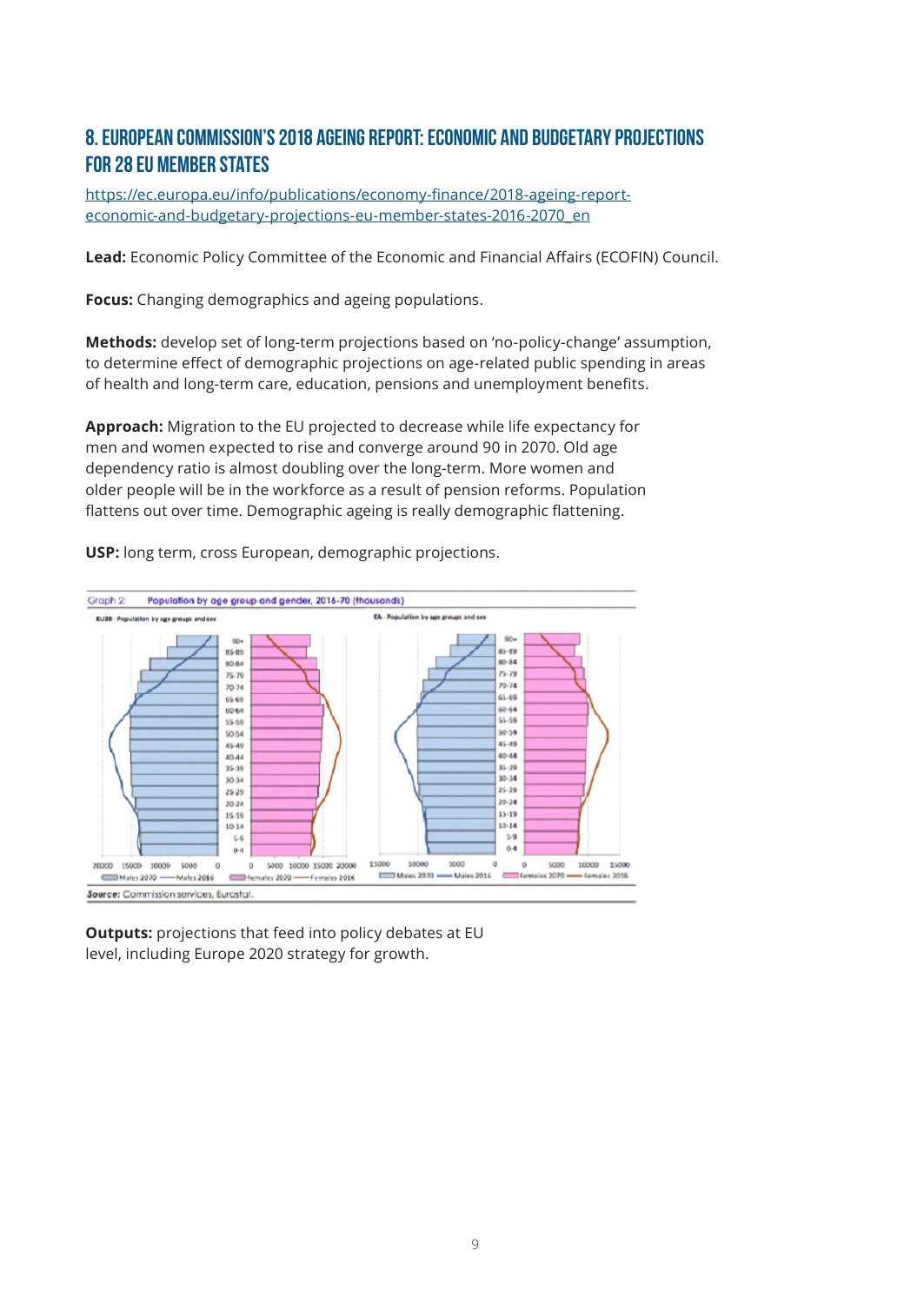## 8. EUROPEAN COMMISSION'S 2018 AGEING REPORT: ECONOMIC AND BUDGETARY PROJECTIONS FOR 28 EU MEMBER STATES

https://ec.europa.eu/info/publications/economy-finance/2018-ageing-report-economic-and-budgetary-projections-eu-member-states-2016-2070_en

**Lead:** Economic Policy Committee of the Economic and Financial Affairs (ECOFIN) Council.

**Focus:** Changing demographics and ageing populations.

**Methods:** develop set of long-term projections based on 'no-policy-change' assumption, to determine effect of demographic projections on age-related public spending in areas of health and long-term care, education, pensions and unemployment benefits.

**Approach:** Migration to the EU projected to decrease while life expectancy for men and women expected to rise and converge around 90 in 2070. Old age dependency ratio is almost doubling over the long-term. More women and older people will be in the workforce as a result of pension reforms. Population flattens out over time. Demographic ageing is really demographic flattening.

**USP:** long term, cross European, demographic projections.

Graph 2: Population by age group and gender, 2016-70 (thousands)

Source: Commission services, Eurostat.

**Outputs:** projections that feed into policy debates at EU level, including Europe 2020 strategy for growth.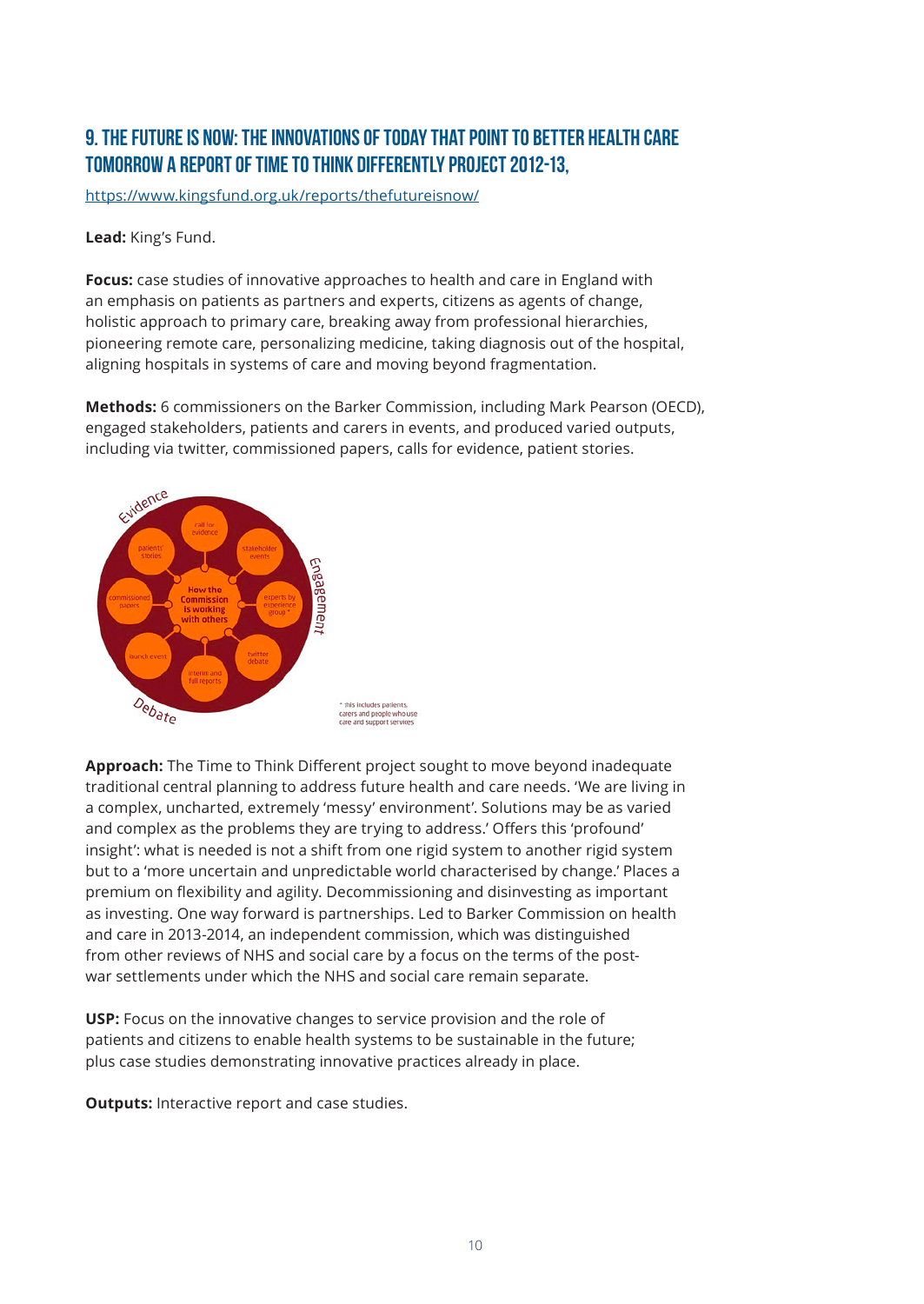## 9. The Future is Now: The Innovations of Today That Point to Better Health Care Tomorrow A Report of Time to Think Differently Project 2012-13,

https://www.kingsfund.org.uk/reports/thefutureisnow/

**Lead:** King's Fund.

**Focus:** case studies of innovative approaches to health and care in England with an emphasis on patients as partners and experts, citizens as agents of change, holistic approach to primary care, breaking away from professional hierarchies, pioneering remote care, personalizing medicine, taking diagnosis out of the hospital, aligning hospitals in systems of care and moving beyond fragmentation.

**Methods:** 6 commissioners on the Barker Commission, including Mark Pearson (OECD), engaged stakeholders, patients and carers in events, and produced varied outputs, including via twitter, commissioned papers, calls for evidence, patient stories.

Evidence

Engagement

Debate

How the Commission is working with others

call for evidence

stakeholder events

experts by experience group *

twitter debate

interim and full reports

launch event

commissioned papers

patients' stories

* this includes patients, carers and people who use care and support services

**Approach:** The Time to Think Different project sought to move beyond inadequate traditional central planning to address future health and care needs. 'We are living in a complex, uncharted, extremely 'messy' environment'. Solutions may be as varied and complex as the problems they are trying to address.' Offers this 'profound' insight': what is needed is not a shift from one rigid system to another rigid system but to a 'more uncertain and unpredictable world characterised by change.' Places a premium on flexibility and agility. Decommissioning and disinvesting as important as investing. One way forward is partnerships. Led to Barker Commission on health and care in 2013-2014, an independent commission, which was distinguished from other reviews of NHS and social care by a focus on the terms of the post-war settlements under which the NHS and social care remain separate.

**USP:** Focus on the innovative changes to service provision and the role of patients and citizens to enable health systems to be sustainable in the future; plus case studies demonstrating innovative practices already in place.

**Outputs:** Interactive report and case studies.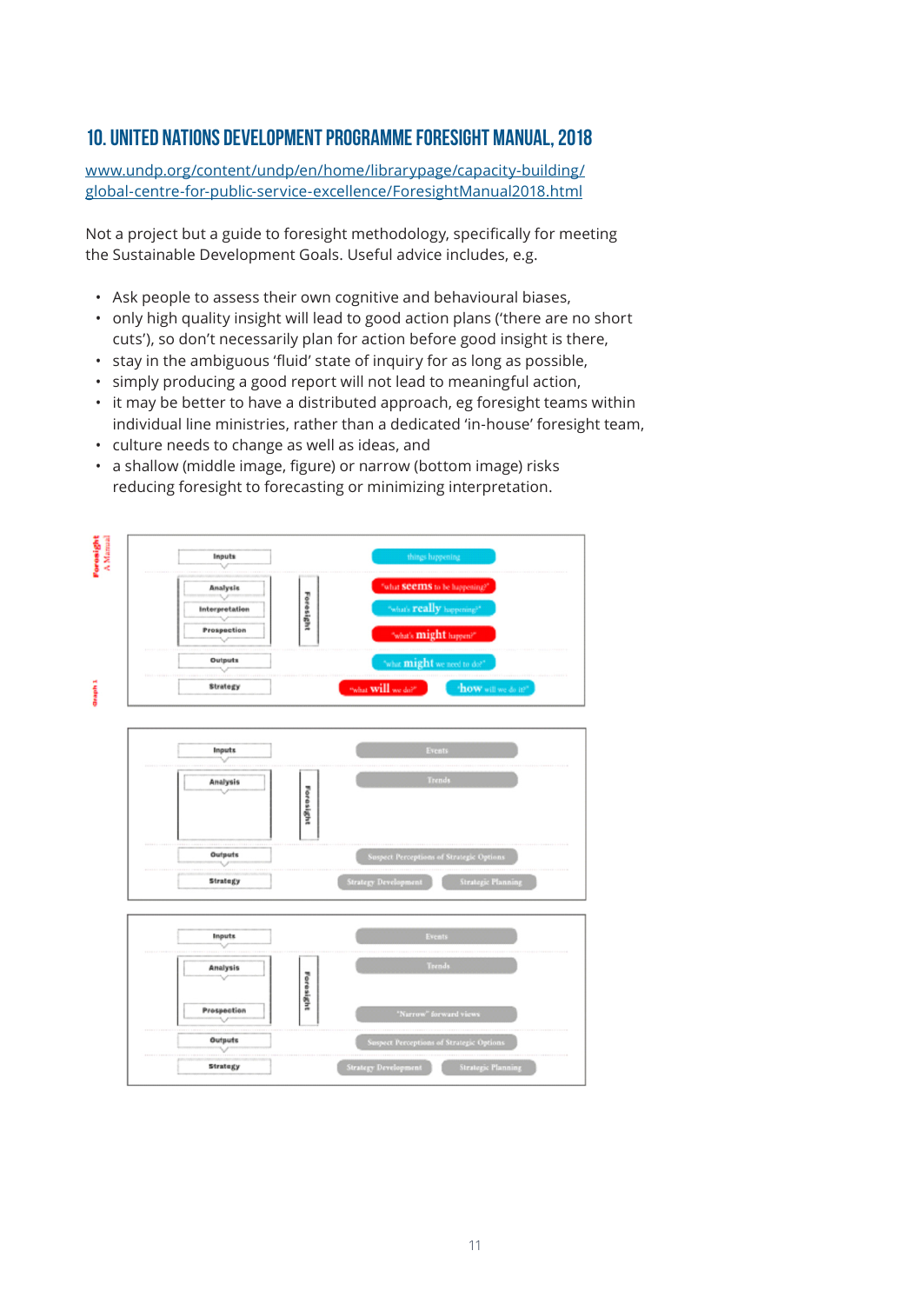## 10. UNITED NATIONS DEVELOPMENT PROGRAMME FORESIGHT MANUAL, 2018

[www.undp.org/content/undp/en/home/librarypage/capacity-building/global-centre-for-public-service-excellence/ForesightManual2018.html](www.undp.org/content/undp/en/home/librarypage/capacity-building/global-centre-for-public-service-excellence/ForesightManual2018.html)

Not a project but a guide to foresight methodology, specifically for meeting the Sustainable Development Goals. Useful advice includes, e.g.

- Ask people to assess their own cognitive and behavioural biases,
- only high quality insight will lead to good action plans ('there are no short cuts'), so don't necessarily plan for action before good insight is there,
- stay in the ambiguous 'fluid' state of inquiry for as long as possible,
- simply producing a good report will not lead to meaningful action,
- it may be better to have a distributed approach, eg foresight teams within individual line ministries, rather than a dedicated 'in-house' foresight team,
- culture needs to change as well as ideas, and
- a shallow (middle image, figure) or narrow (bottom image) risks reducing foresight to forecasting or minimizing interpretation.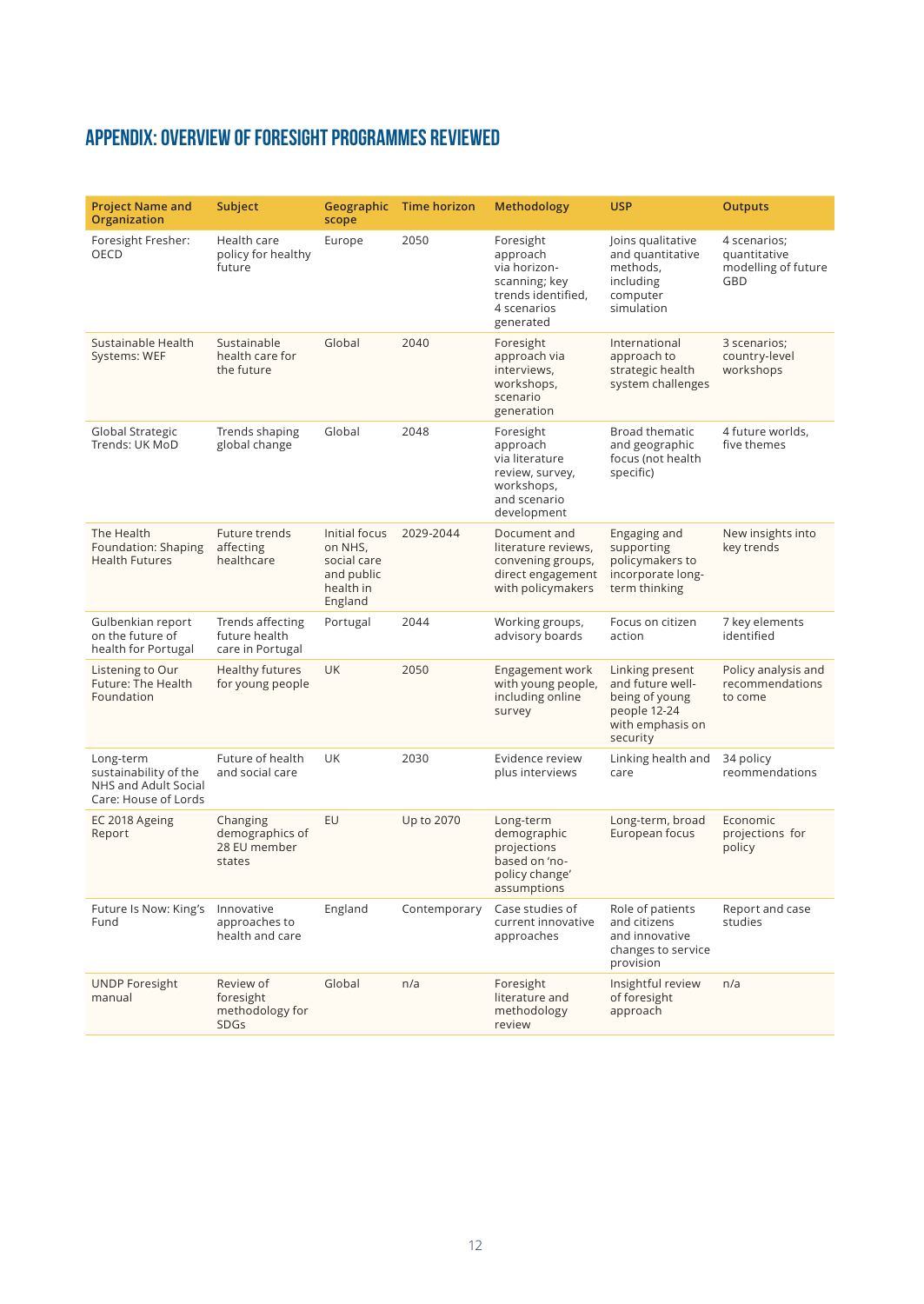## APPENDIX: OVERVIEW OF FORESIGHT PROGRAMMES REVIEWED

| Project Name and Organization | Subject | Geographic scope | Time horizon | Methodology | USP | Outputs |
|---|---|---|---|---|---|---|
| Foresight Fresher: OECD | Health care policy for healthy future | Europe | 2050 | Foresight approach via horizon-scanning; key trends identified, 4 scenarios generated | Joins qualitative and quantitative methods, including computer simulation | 4 scenarios; quantitative modelling of future GBD |
| Sustainable Health Systems: WEF | Sustainable health care for the future | Global | 2040 | Foresight approach via interviews, workshops, scenario generation | International approach to strategic health system challenges | 3 scenarios; country-level workshops |
| Global Strategic Trends: UK MoD | Trends shaping global change | Global | 2048 | Foresight approach via literature review, survey, workshops, and scenario development | Broad thematic and geographic focus (not health specific) | 4 future worlds, five themes |
| The Health Foundation: Shaping Health Futures | Future trends affecting healthcare | Initial focus on NHS, social care and public health in England | 2029-2044 | Document and literature reviews, convening groups, direct engagement with policymakers | Engaging and supporting policymakers to incorporate long-term thinking | New insights into key trends |
| Gulbenkian report on the future of health for Portugal | Trends affecting future health care in Portugal | Portugal | 2044 | Working groups, advisory boards | Focus on citizen action | 7 key elements identified |
| Listening to Our Future: The Health Foundation | Healthy futures for young people | UK | 2050 | Engagement work with young people, including online survey | Linking present and future well-being of young people 12-24 with emphasis on security | Policy analysis and recommendations to come |
| Long-term sustainability of the NHS and Adult Social Care: House of Lords | Future of health and social care | UK | 2030 | Evidence review plus interviews | Linking health and care | 34 policy reommendations |
| EC 2018 Ageing Report | Changing demographics of 28 EU member states | EU | Up to 2070 | Long-term demographic projections based on 'no-policy change' assumptions | Long-term, broad European focus | Economic projections for policy |
| Future Is Now: King's Fund | Innovative approaches to health and care | England | Contemporary | Case studies of current innovative approaches | Role of patients and citizens and innovative changes to service provision | Report and case studies |
| UNDP Foresight manual | Review of foresight methodology for SDGs | Global | n/a | Foresight literature and methodology review | Insightful review of foresight approach | n/a |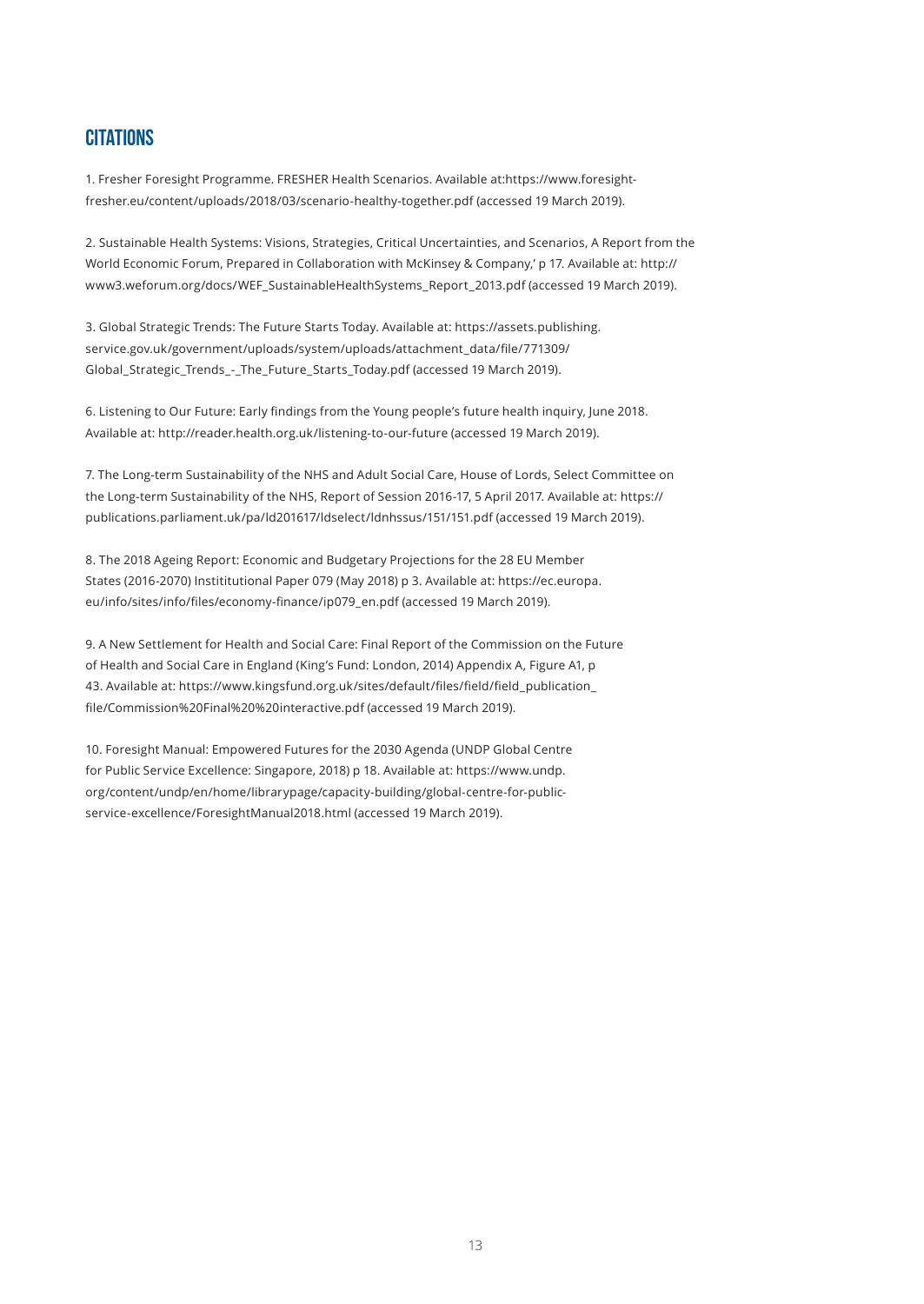## CITATIONS

1. Fresher Foresight Programme. FRESHER Health Scenarios. Available at:https://www.foresight-fresher.eu/content/uploads/2018/03/scenario-healthy-together.pdf (accessed 19 March 2019).

2. Sustainable Health Systems: Visions, Strategies, Critical Uncertainties, and Scenarios, A Report from the World Economic Forum, Prepared in Collaboration with McKinsey & Company,' p 17. Available at: http://www3.weforum.org/docs/WEF_SustainableHealthSystems_Report_2013.pdf (accessed 19 March 2019).

3. Global Strategic Trends: The Future Starts Today. Available at: https://assets.publishing.service.gov.uk/government/uploads/system/uploads/attachment_data/file/771309/Global_Strategic_Trends_-_The_Future_Starts_Today.pdf (accessed 19 March 2019).

6. Listening to Our Future: Early findings from the Young people's future health inquiry, June 2018. Available at: http://reader.health.org.uk/listening-to-our-future (accessed 19 March 2019).

7. The Long-term Sustainability of the NHS and Adult Social Care, House of Lords, Select Committee on the Long-term Sustainability of the NHS, Report of Session 2016-17, 5 April 2017. Available at: https://publications.parliament.uk/pa/ld201617/ldselect/ldnhssus/151/151.pdf (accessed 19 March 2019).

8. The 2018 Ageing Report: Economic and Budgetary Projections for the 28 EU Member States (2016-2070) Instititutional Paper 079 (May 2018) p 3. Available at: https://ec.europa.eu/info/sites/info/files/economy-finance/ip079_en.pdf (accessed 19 March 2019).

9. A New Settlement for Health and Social Care: Final Report of the Commission on the Future of Health and Social Care in England (King's Fund: London, 2014) Appendix A, Figure A1, p 43. Available at: https://www.kingsfund.org.uk/sites/default/files/field/field_publication_file/Commission%20Final%20%20interactive.pdf (accessed 19 March 2019).

10. Foresight Manual: Empowered Futures for the 2030 Agenda (UNDP Global Centre for Public Service Excellence: Singapore, 2018) p 18. Available at: https://www.undp.org/content/undp/en/home/librarypage/capacity-building/global-centre-for-public-service-excellence/ForesightManual2018.html (accessed 19 March 2019).